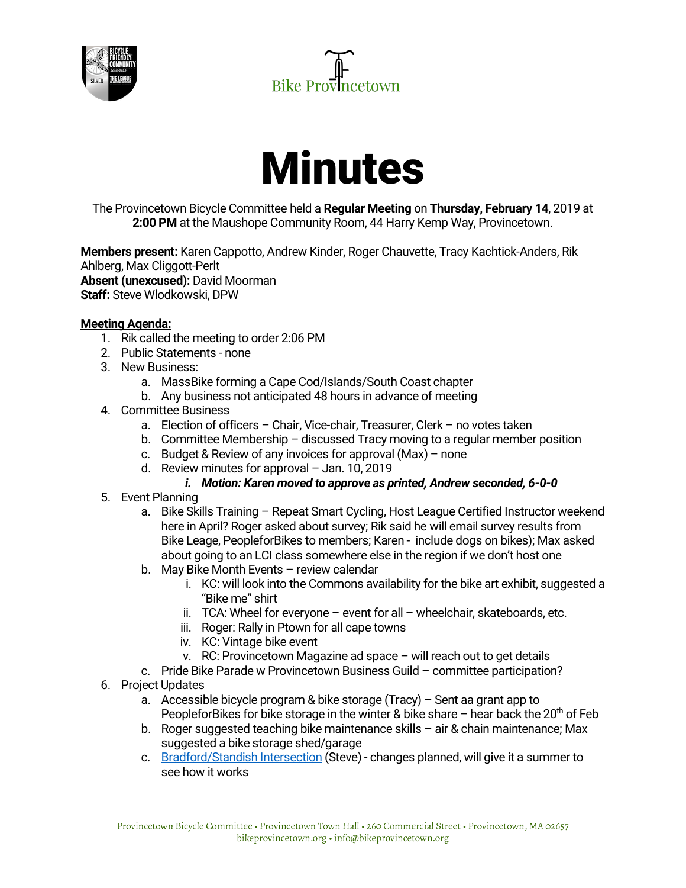Bike Provincetown

# Minutes

The Provincetown Bicycle Committee held a **Regular Meeting** on **Thursday, February 14**, 2019 at **2:00 PM** at the Maushope Community Room, 44 Harry Kemp Way, Provincetown.

**Members present:** Karen Cappotto, Andrew Kinder, Roger Chauvette, Tracy Kachtick-Anders, Rik Ahlberg, Max Cliggott-Perlt
**Absent (unexcused):** David Moorman
**Staff:** Steve Wlodkowski, DPW

**Meeting Agenda:**

1. Rik called the meeting to order 2:06 PM
2. Public Statements - none
3. New Business:
   a. MassBike forming a Cape Cod/Islands/South Coast chapter
   b. Any business not anticipated 48 hours in advance of meeting
4. Committee Business
   a. Election of officers – Chair, Vice-chair, Treasurer, Clerk – no votes taken
   b. Committee Membership – discussed Tracy moving to a regular member position
   c. Budget & Review of any invoices for approval (Max) – none
   d. Review minutes for approval – Jan. 10, 2019
      i. ***Motion: Karen moved to approve as printed, Andrew seconded, 6-0-0***
5. Event Planning
   a. Bike Skills Training – Repeat Smart Cycling, Host League Certified Instructor weekend here in April? Roger asked about survey; Rik said he will email survey results from Bike Leage, PeopleforBikes to members; Karen - include dogs on bikes); Max asked about going to an LCI class somewhere else in the region if we don't host one
   b. May Bike Month Events – review calendar
      i. KC: will look into the Commons availability for the bike art exhibit, suggested a "Bike me" shirt
      ii. TCA: Wheel for everyone – event for all – wheelchair, skateboards, etc.
      iii. Roger: Rally in Ptown for all cape towns
      iv. KC: Vintage bike event
      v. RC: Provincetown Magazine ad space – will reach out to get details
   c. Pride Bike Parade w Provincetown Business Guild – committee participation?
6. Project Updates
   a. Accessible bicycle program & bike storage (Tracy) – Sent aa grant app to PeopleforBikes for bike storage in the winter & bike share – hear back the 20th of Feb
   b. Roger suggested teaching bike maintenance skills – air & chain maintenance; Max suggested a bike storage shed/garage
   c. Bradford/Standish Intersection (Steve) - changes planned, will give it a summer to see how it works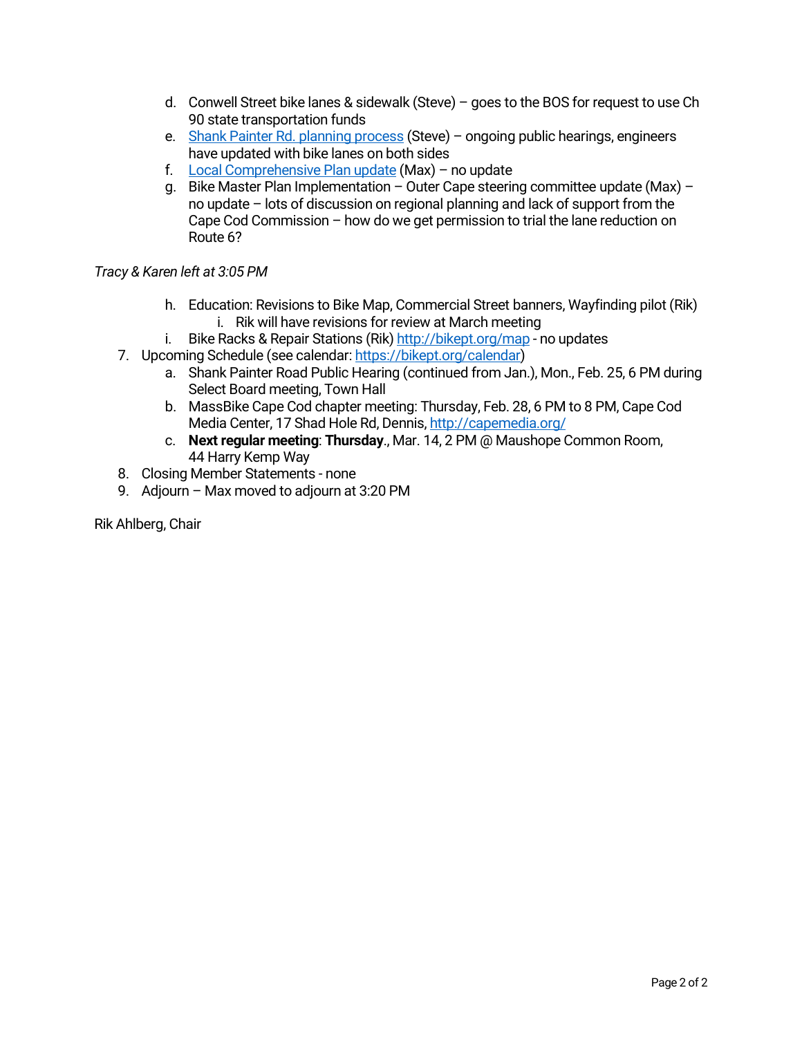d. Conwell Street bike lanes & sidewalk (Steve) – goes to the BOS for request to use Ch 90 state transportation funds
   e. Shank Painter Rd. planning process (Steve) – ongoing public hearings, engineers have updated with bike lanes on both sides
   f. Local Comprehensive Plan update (Max) – no update
   g. Bike Master Plan Implementation – Outer Cape steering committee update (Max) – no update – lots of discussion on regional planning and lack of support from the Cape Cod Commission – how do we get permission to trial the lane reduction on Route 6?

*Tracy & Karen left at 3:05 PM*

   h. Education: Revisions to Bike Map, Commercial Street banners, Wayfinding pilot (Rik)
      i. Rik will have revisions for review at March meeting
   i. Bike Racks & Repair Stations (Rik) http://bikept.org/map - no updates

7. Upcoming Schedule (see calendar: https://bikept.org/calendar)
   a. Shank Painter Road Public Hearing (continued from Jan.), Mon., Feb. 25, 6 PM during Select Board meeting, Town Hall
   b. MassBike Cape Cod chapter meeting: Thursday, Feb. 28, 6 PM to 8 PM, Cape Cod Media Center, 17 Shad Hole Rd, Dennis, http://capemedia.org/
   c. **Next regular meeting**: **Thursday**., Mar. 14, 2 PM @ Maushope Common Room, 44 Harry Kemp Way
8. Closing Member Statements - none
9. Adjourn – Max moved to adjourn at 3:20 PM

Rik Ahlberg, Chair